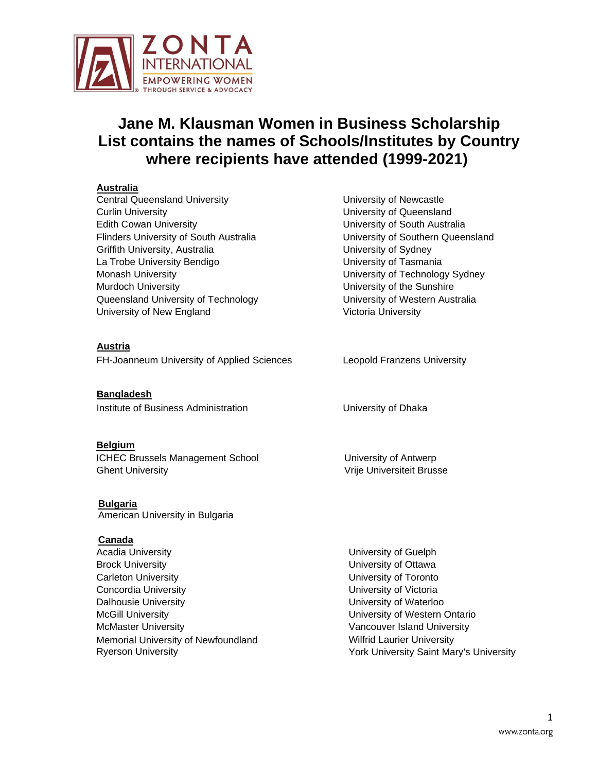ZONTA INTERNATIONAL
EMPOWERING WOMEN THROUGH SERVICE & ADVOCACY

# Jane M. Klausman Women in Business Scholarship List contains the names of Schools/Institutes by Country where recipients have attended (1999-2021)

**Australia**

Central Queensland University
Curlin University
Edith Cowan University
Flinders University of South Australia
Griffith University, Australia
La Trobe University Bendigo
Monash University
Murdoch University
Queensland University of Technology
University of New England
University of Newcastle
University of Queensland
University of South Australia
University of Southern Queensland
University of Sydney
University of Tasmania
University of Technology Sydney
University of the Sunshire
University of Western Australia
Victoria University

**Austria**

FH-Joanneum University of Applied Sciences
Leopold Franzens University

**Bangladesh**

Institute of Business Administration
University of Dhaka

**Belgium**

ICHEC Brussels Management School
Ghent University
University of Antwerp
Vrije Universiteit Brusse

**Bulgaria**

American University in Bulgaria

**Canada**

Acadia University
Brock University
Carleton University
Concordia University
Dalhousie University
McGill University
McMaster University
Memorial University of Newfoundland
Ryerson University
University of Guelph
University of Ottawa
University of Toronto
University of Victoria
University of Waterloo
University of Western Ontario
Vancouver Island University
Wilfrid Laurier University
York University Saint Mary's University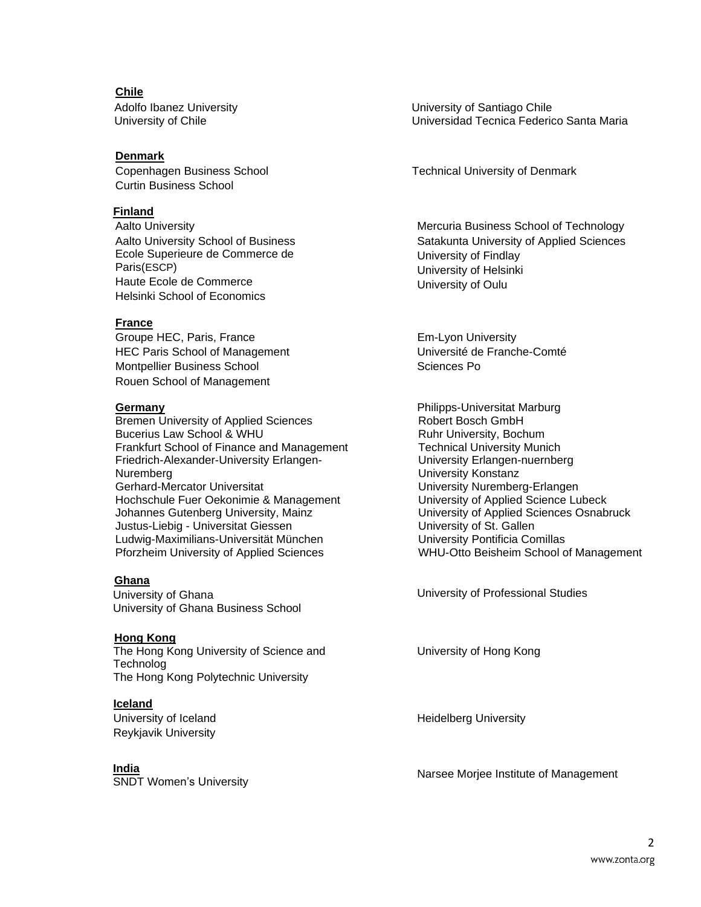**Chile**

Adolfo Ibanez University
University of Chile
University of Santiago Chile
Universidad Tecnica Federico Santa Maria

**Denmark**

Copenhagen Business School
Curtin Business School
Technical University of Denmark

**Finland**

Aalto University
Aalto University School of Business
Ecole Superieure de Commerce de Paris(ESCP)
Haute Ecole de Commerce
Helsinki School of Economics
Mercuria Business School of Technology
Satakunta University of Applied Sciences
University of Findlay
University of Helsinki
University of Oulu

**France**

Groupe HEC, Paris, France
HEC Paris School of Management
Montpellier Business School
Rouen School of Management
Em-Lyon University
Université de Franche-Comté
Sciences Po

**Germany**

Bremen University of Applied Sciences
Bucerius Law School & WHU
Frankfurt School of Finance and Management
Friedrich-Alexander-University Erlangen-Nuremberg
Gerhard-Mercator Universitat
Hochschule Fuer Oekonimie & Management
Johannes Gutenberg University, Mainz
Justus-Liebig - Universitat Giessen
Ludwig-Maximilians-Universität München
Pforzheim University of Applied Sciences
Philipps-Universitat Marburg
Robert Bosch GmbH
Ruhr University, Bochum
Technical University Munich
University Erlangen-nuernberg
University Konstanz
University Nuremberg-Erlangen
University of Applied Science Lubeck
University of Applied Sciences Osnabruck
University of St. Gallen
University Pontificia Comillas
WHU-Otto Beisheim School of Management

**Ghana**

University of Ghana
University of Ghana Business School
University of Professional Studies

**Hong Kong**

The Hong Kong University of Science and Technolog
The Hong Kong Polytechnic University
University of Hong Kong

**Iceland**

University of Iceland
Reykjavik University
Heidelberg University

**India**

SNDT Women's University
Narsee Morjee Institute of Management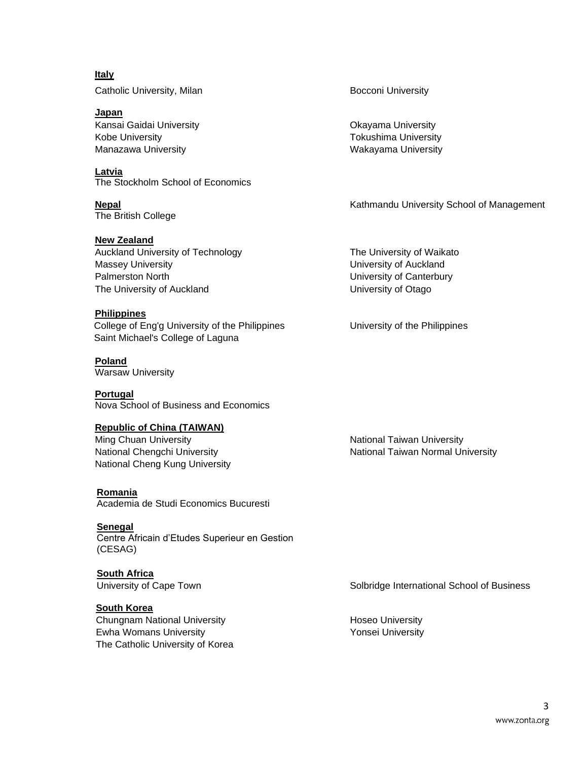**Italy**

Catholic University, Milan

Bocconi University

**Japan**

Kansai Gaidai University
Kobe University
Manazawa University

Okayama University
Tokushima University
Wakayama University

**Latvia**

The Stockholm School of Economics

**Nepal**

The British College

Kathmandu University School of Management

**New Zealand**

Auckland University of Technology
Massey University
Palmerston North
The University of Auckland

The University of Waikato
University of Auckland
University of Canterbury
University of Otago

**Philippines**

College of Eng'g University of the Philippines
Saint Michael's College of Laguna

University of the Philippines

**Poland**

Warsaw University

**Portugal**

Nova School of Business and Economics

**Republic of China (TAIWAN)**

Ming Chuan University
National Chengchi University
National Cheng Kung University

National Taiwan University
National Taiwan Normal University

**Romania**

Academia de Studi Economics Bucuresti

**Senegal**

Centre Africain d'Etudes Superieur en Gestion (CESAG)

**South Africa**

University of Cape Town

Solbridge International School of Business

**South Korea**

Chungnam National University
Ewha Womans University
The Catholic University of Korea

Hoseo University
Yonsei University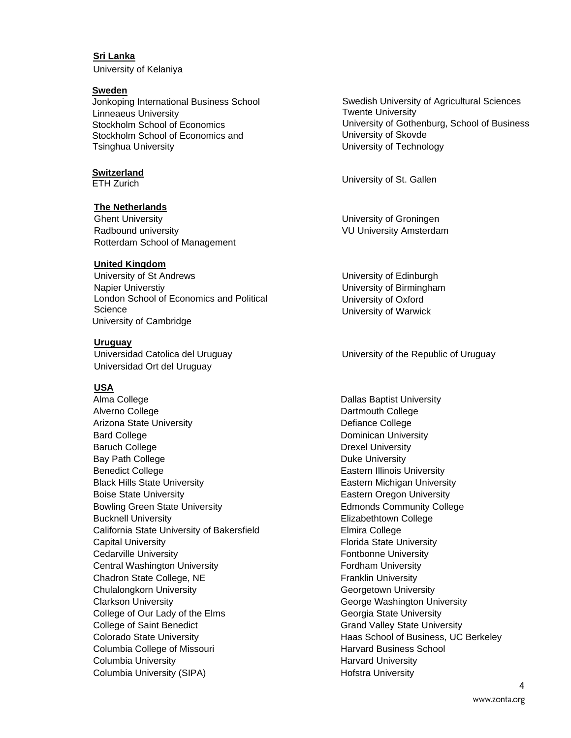**Sri Lanka**

University of Kelaniya

**Sweden**

Jonkoping International Business School
Linneaeus University
Stockholm School of Economics
Stockholm School of Economics and Tsinghua University
Swedish University of Agricultural Sciences
Twente University
University of Gothenburg, School of Business
University of Skovde
University of Technology

**Switzerland**

ETH Zurich
University of St. Gallen

**The Netherlands**

Ghent University
Radbound university
Rotterdam School of Management
University of Groningen
VU University Amsterdam

**United Kingdom**

University of St Andrews
Napier Universtiy
London School of Economics and Political Science
University of Cambridge
University of Edinburgh
University of Birmingham
University of Oxford
University of Warwick

**Uruguay**

Universidad Catolica del Uruguay
Universidad Ort del Uruguay
University of the Republic of Uruguay

**USA**

Alma College
Alverno College
Arizona State University
Bard College
Baruch College
Bay Path College
Benedict College
Black Hills State University
Boise State University
Bowling Green State University
Bucknell University
California State University of Bakersfield
Capital University
Cedarville University
Central Washington University
Chadron State College, NE
Chulalongkorn University
Clarkson University
College of Our Lady of the Elms
College of Saint Benedict
Colorado State University
Columbia College of Missouri
Columbia University
Columbia University (SIPA)
Dallas Baptist University
Dartmouth College
Defiance College
Dominican University
Drexel University
Duke University
Eastern Illinois University
Eastern Michigan University
Eastern Oregon University
Edmonds Community College
Elizabethtown College
Elmira College
Florida State University
Fontbonne University
Fordham University
Franklin University
Georgetown University
George Washington University
Georgia State University
Grand Valley State University
Haas School of Business, UC Berkeley
Harvard Business School
Harvard University
Hofstra University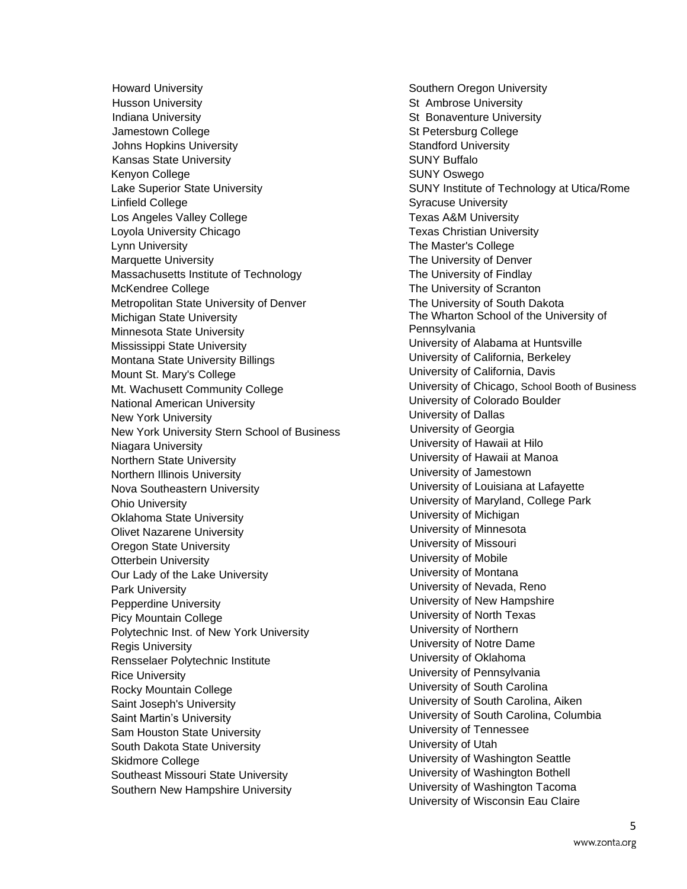Howard University
Husson University
Indiana University
Jamestown College
Johns Hopkins University
Kansas State University
Kenyon College
Lake Superior State University
Linfield College
Los Angeles Valley College
Loyola University Chicago
Lynn University
Marquette University
Massachusetts Institute of Technology
McKendree College
Metropolitan State University of Denver
Michigan State University
Minnesota State University
Mississippi State University
Montana State University Billings
Mount St. Mary's College
Mt. Wachusett Community College
National American University
New York University
New York University Stern School of Business
Niagara University
Northern State University
Northern Illinois University
Nova Southeastern University
Ohio University
Oklahoma State University
Olivet Nazarene University
Oregon State University
Otterbein University
Our Lady of the Lake University
Park University
Pepperdine University
Picy Mountain College
Polytechnic Inst. of New York University
Regis University
Rensselaer Polytechnic Institute
Rice University
Rocky Mountain College
Saint Joseph's University
Saint Martin's University
Sam Houston State University
South Dakota State University
Skidmore College
Southeast Missouri State University
Southern New Hampshire University
Southern Oregon University
St  Ambrose University
St  Bonaventure University
St Petersburg College
Standford University
SUNY Buffalo
SUNY Oswego
SUNY Institute of Technology at Utica/Rome
Syracuse University
Texas A&M University
Texas Christian University
The Master's College
The University of Denver
The University of Findlay
The University of Scranton
The University of South Dakota
The Wharton School of the University of Pennsylvania
University of Alabama at Huntsville
University of California, Berkeley
University of California, Davis
University of Chicago, School Booth of Business
University of Colorado Boulder
University of Dallas
University of Georgia
University of Hawaii at Hilo
University of Hawaii at Manoa
University of Jamestown
University of Louisiana at Lafayette
University of Maryland, College Park
University of Michigan
University of Minnesota
University of Missouri
University of Mobile
University of Montana
University of Nevada, Reno
University of New Hampshire
University of North Texas
University of Northern
University of Notre Dame
University of Oklahoma
University of Pennsylvania
University of South Carolina
University of South Carolina, Aiken
University of South Carolina, Columbia
University of Tennessee
University of Utah
University of Washington Seattle
University of Washington Bothell
University of Washington Tacoma
University of Wisconsin Eau Claire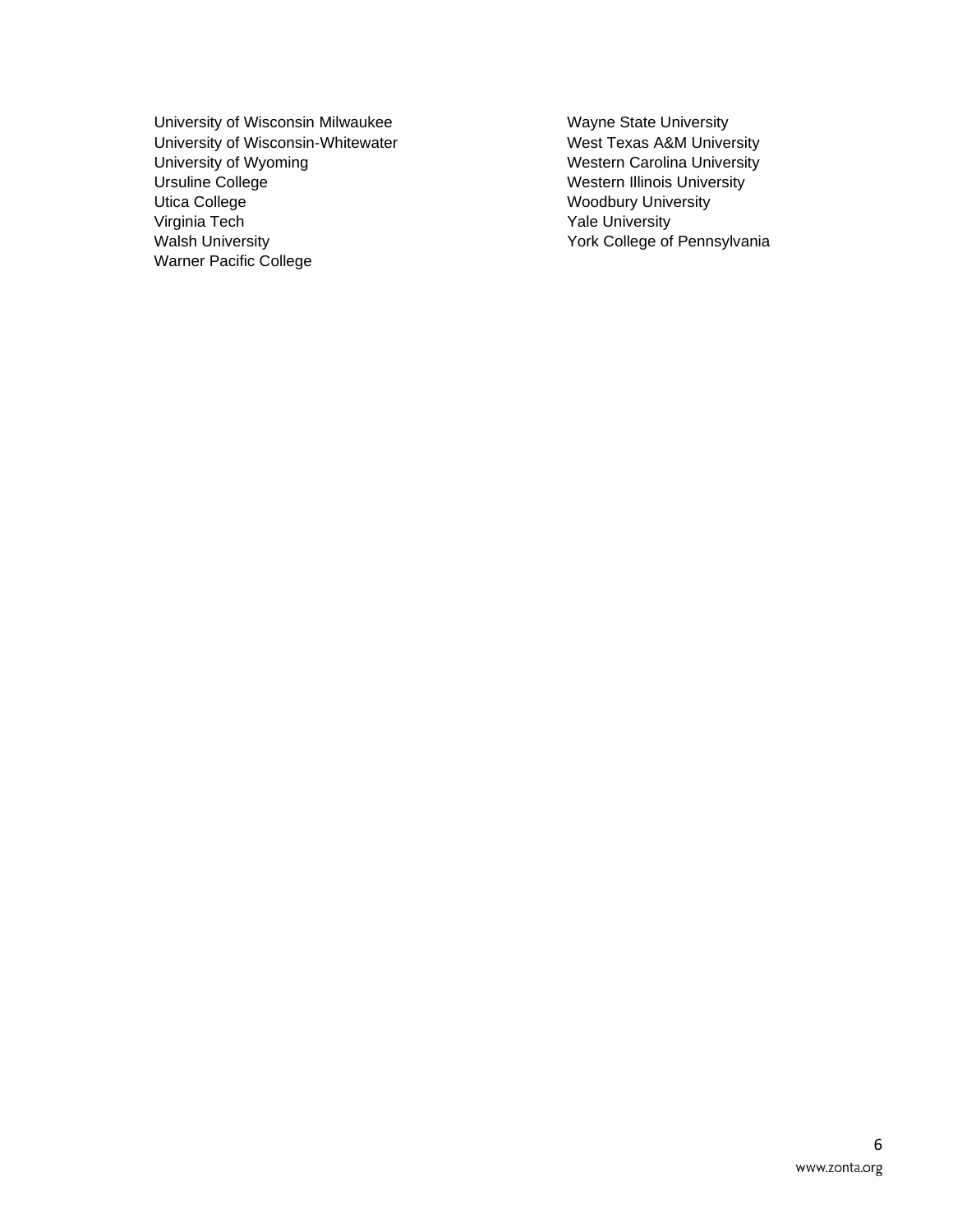University of Wisconsin Milwaukee
University of Wisconsin-Whitewater
University of Wyoming
Ursuline College
Utica College
Virginia Tech
Walsh University
Warner Pacific College
Wayne State University
West Texas A&M University
Western Carolina University
Western Illinois University
Woodbury University
Yale University
York College of Pennsylvania